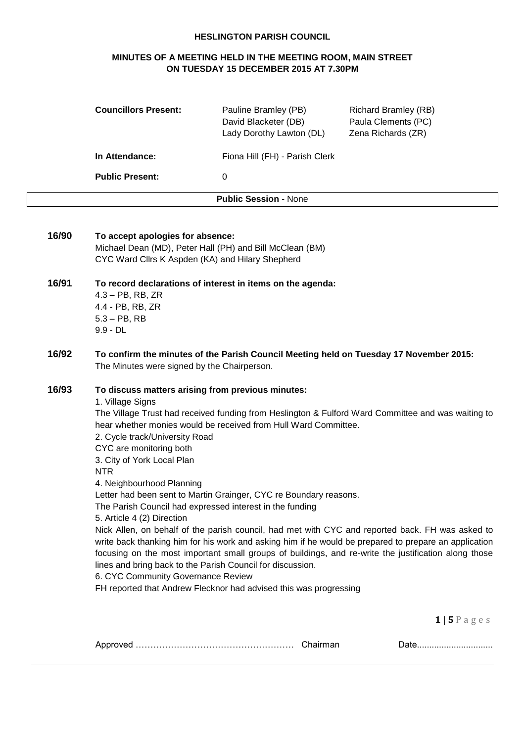**HESLINGTON PARISH COUNCIL**

**MINUTES OF A MEETING HELD IN THE MEETING ROOM, MAIN STREET ON TUESDAY 15 DECEMBER 2015 AT 7.30PM**

| | | |
|---|---|---|
| **Councillors Present:** | Pauline Bramley (PB)<br>David Blacketer (DB)<br>Lady Dorothy Lawton (DL) | Richard Bramley (RB)<br>Paula Clements (PC)<br>Zena Richards (ZR) |
| **In Attendance:** | Fiona Hill (FH) - Parish Clerk | |
| **Public Present:** | 0 | |

**Public Session** - None

**16/90 To accept apologies for absence:**

Michael Dean (MD), Peter Hall (PH) and Bill McClean (BM)
CYC Ward Cllrs K Aspden (KA) and Hilary Shepherd

**16/91 To record declarations of interest in items on the agenda:**

4.3 – PB, RB, ZR
4.4 - PB, RB, ZR
5.3 – PB, RB
9.9 - DL

**16/92 To confirm the minutes of the Parish Council Meeting held on Tuesday 17 November 2015:**

The Minutes were signed by the Chairperson.

**16/93 To discuss matters arising from previous minutes:**

1. Village Signs
The Village Trust had received funding from Heslington & Fulford Ward Committee and was waiting to hear whether monies would be received from Hull Ward Committee.
2. Cycle track/University Road
CYC are monitoring both
3. City of York Local Plan
NTR
4. Neighbourhood Planning
Letter had been sent to Martin Grainger, CYC re Boundary reasons.
The Parish Council had expressed interest in the funding
5. Article 4 (2) Direction
Nick Allen, on behalf of the parish council, had met with CYC and reported back. FH was asked to write back thanking him for his work and asking him if he would be prepared to prepare an application focusing on the most important small groups of buildings, and re-write the justification along those lines and bring back to the Parish Council for discussion.
6. CYC Community Governance Review
FH reported that Andrew Flecknor had advised this was progressing

Approved ……………………………………………… Chairman Date..............................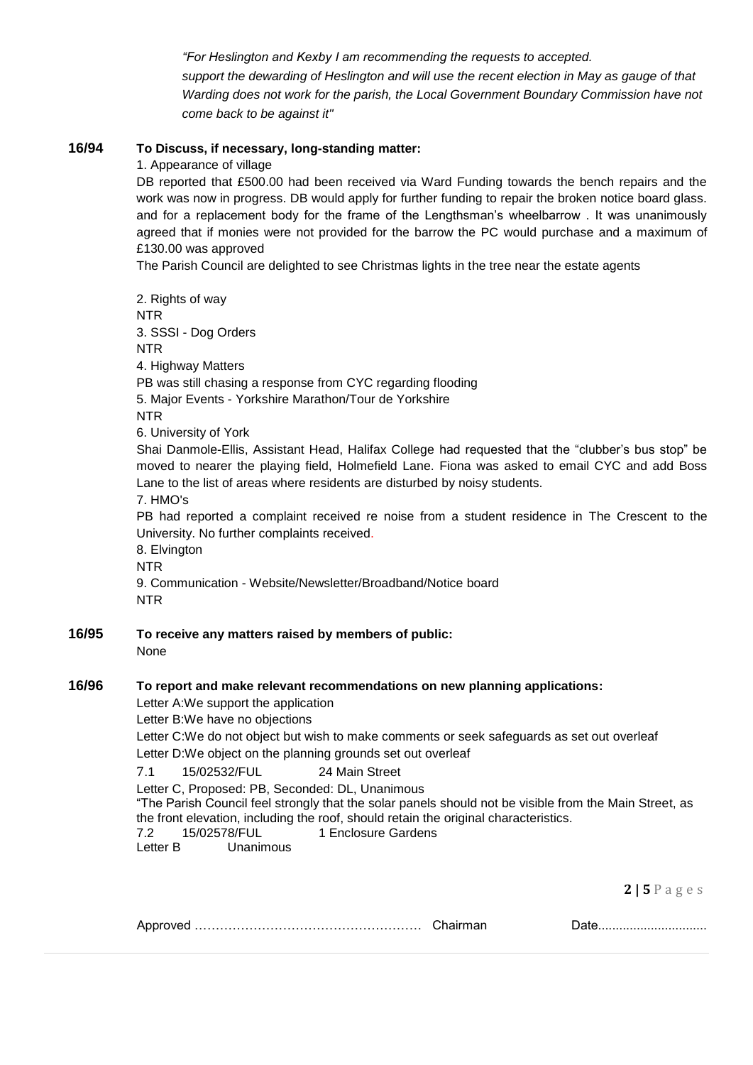*"For Heslington and Kexby I am recommending the requests to accepted. support the dewarding of Heslington and will use the recent election in May as gauge of that Warding does not work for the parish, the Local Government Boundary Commission have not come back to be against it"*

**16/94 To Discuss, if necessary, long-standing matter:**

1. Appearance of village

DB reported that £500.00 had been received via Ward Funding towards the bench repairs and the work was now in progress. DB would apply for further funding to repair the broken notice board glass. and for a replacement body for the frame of the Lengthsman's wheelbarrow . It was unanimously agreed that if monies were not provided for the barrow the PC would purchase and a maximum of £130.00 was approved

The Parish Council are delighted to see Christmas lights in the tree near the estate agents

2. Rights of way

NTR

3. SSSI - Dog Orders

NTR

4. Highway Matters

PB was still chasing a response from CYC regarding flooding

5. Major Events - Yorkshire Marathon/Tour de Yorkshire

NTR

6. University of York

Shai Danmole-Ellis, Assistant Head, Halifax College had requested that the "clubber's bus stop" be moved to nearer the playing field, Holmefield Lane. Fiona was asked to email CYC and add Boss Lane to the list of areas where residents are disturbed by noisy students.

7. HMO's

PB had reported a complaint received re noise from a student residence in The Crescent to the University. No further complaints received.

8. Elvington

NTR

9. Communication - Website/Newsletter/Broadband/Notice board

NTR

**16/95 To receive any matters raised by members of public:**

None

**16/96 To report and make relevant recommendations on new planning applications:**

Letter A:We support the application

Letter B:We have no objections

Letter C:We do not object but wish to make comments or seek safeguards as set out overleaf

Letter D:We object on the planning grounds set out overleaf

7.1 15/02532/FUL 24 Main Street

Letter C, Proposed: PB, Seconded: DL, Unanimous

"The Parish Council feel strongly that the solar panels should not be visible from the Main Street, as the front elevation, including the roof, should retain the original characteristics.

7.2 15/02578/FUL 1 Enclosure Gardens

Letter B Unanimous

Approved …………………………………………… Chairman Date..............................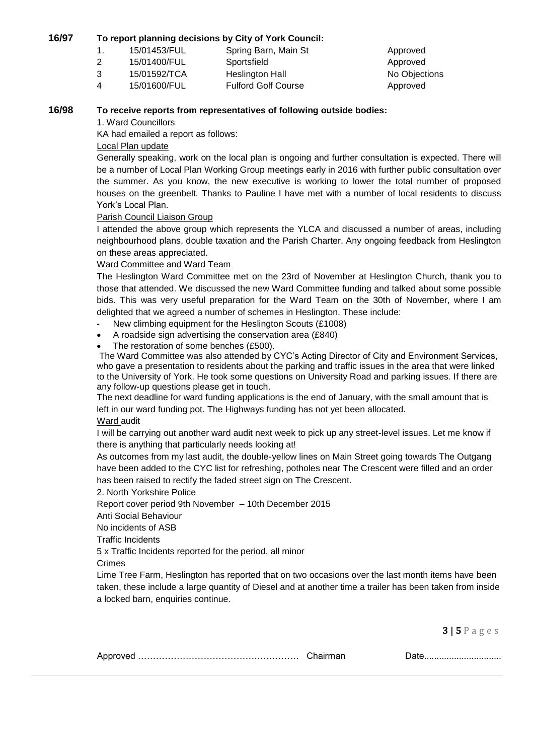**16/97 To report planning decisions by City of York Council:**

| | | | |
|---|---|---|---|
| 1. | 15/01453/FUL | Spring Barn, Main St | Approved |
| 2 | 15/01400/FUL | Sportsfield | Approved |
| 3 | 15/01592/TCA | Heslington Hall | No Objections |
| 4 | 15/01600/FUL | Fulford Golf Course | Approved |

**16/98 To receive reports from representatives of following outside bodies:**

1. Ward Councillors

KA had emailed a report as follows:

Local Plan update

Generally speaking, work on the local plan is ongoing and further consultation is expected. There will be a number of Local Plan Working Group meetings early in 2016 with further public consultation over the summer. As you know, the new executive is working to lower the total number of proposed houses on the greenbelt. Thanks to Pauline I have met with a number of local residents to discuss York's Local Plan.

Parish Council Liaison Group

I attended the above group which represents the YLCA and discussed a number of areas, including neighbourhood plans, double taxation and the Parish Charter. Any ongoing feedback from Heslington on these areas appreciated.

Ward Committee and Ward Team

The Heslington Ward Committee met on the 23rd of November at Heslington Church, thank you to those that attended. We discussed the new Ward Committee funding and talked about some possible bids. This was very useful preparation for the Ward Team on the 30th of November, where I am delighted that we agreed a number of schemes in Heslington. These include:

- New climbing equipment for the Heslington Scouts (£1008)
- A roadside sign advertising the conservation area (£840)
- The restoration of some benches (£500).

The Ward Committee was also attended by CYC's Acting Director of City and Environment Services, who gave a presentation to residents about the parking and traffic issues in the area that were linked to the University of York. He took some questions on University Road and parking issues. If there are any follow-up questions please get in touch.

The next deadline for ward funding applications is the end of January, with the small amount that is left in our ward funding pot. The Highways funding has not yet been allocated.

Ward audit

I will be carrying out another ward audit next week to pick up any street-level issues. Let me know if there is anything that particularly needs looking at!

As outcomes from my last audit, the double-yellow lines on Main Street going towards The Outgang have been added to the CYC list for refreshing, potholes near The Crescent were filled and an order has been raised to rectify the faded street sign on The Crescent.

2. North Yorkshire Police

Report cover period 9th November – 10th December 2015

Anti Social Behaviour

No incidents of ASB

Traffic Incidents

5 x Traffic Incidents reported for the period, all minor

Crimes

Lime Tree Farm, Heslington has reported that on two occasions over the last month items have been taken, these include a large quantity of Diesel and at another time a trailer has been taken from inside a locked barn, enquiries continue.

Approved ……………………………………………… Chairman Date..............................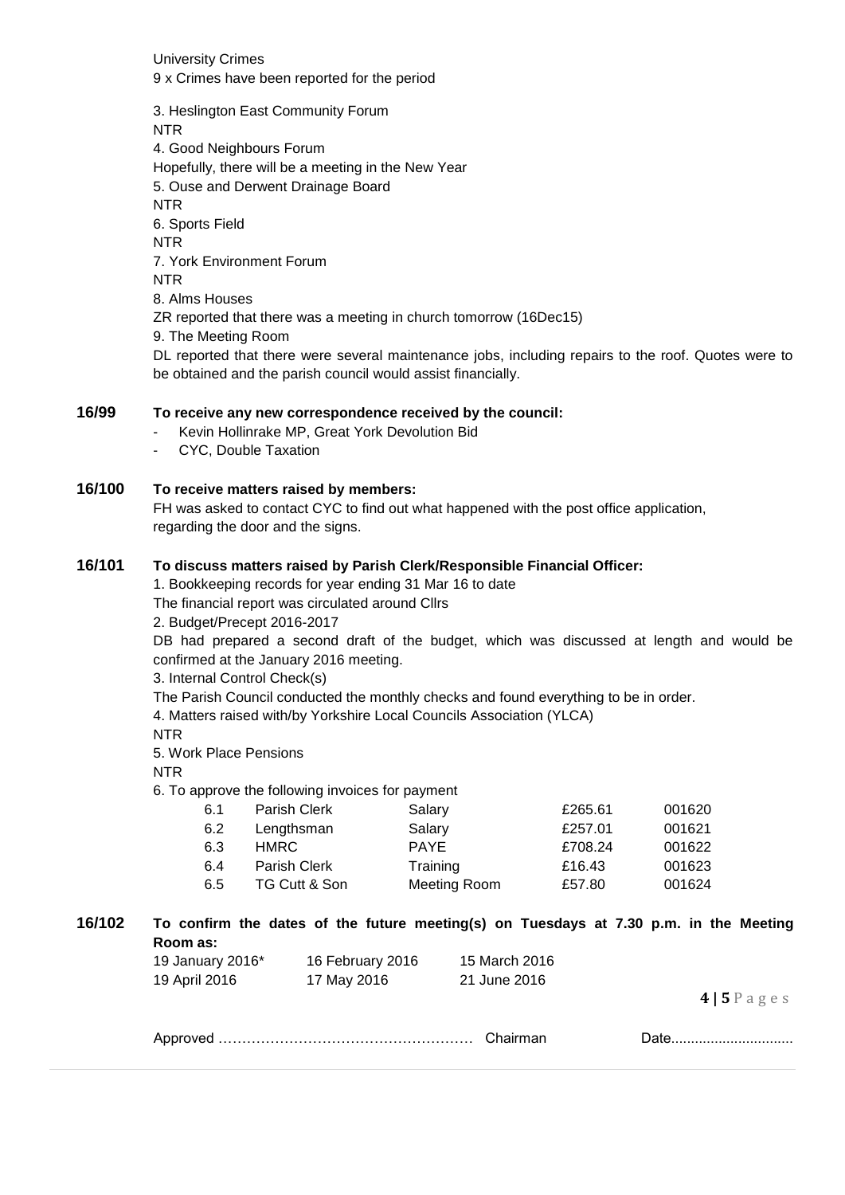University Crimes
9 x Crimes have been reported for the period

3. Heslington East Community Forum
NTR
4. Good Neighbours Forum
Hopefully, there will be a meeting in the New Year
5. Ouse and Derwent Drainage Board
NTR
6. Sports Field
NTR
7. York Environment Forum
NTR
8. Alms Houses
ZR reported that there was a meeting in church tomorrow (16Dec15)
9. The Meeting Room
DL reported that there were several maintenance jobs, including repairs to the roof. Quotes were to be obtained and the parish council would assist financially.

**16/99 To receive any new correspondence received by the council:**

- Kevin Hollinrake MP, Great York Devolution Bid
- CYC, Double Taxation

**16/100 To receive matters raised by members:**

FH was asked to contact CYC to find out what happened with the post office application, regarding the door and the signs.

**16/101 To discuss matters raised by Parish Clerk/Responsible Financial Officer:**

1. Bookkeeping records for year ending 31 Mar 16 to date
The financial report was circulated around Cllrs
2. Budget/Precept 2016-2017
DB had prepared a second draft of the budget, which was discussed at length and would be confirmed at the January 2016 meeting.
3. Internal Control Check(s)
The Parish Council conducted the monthly checks and found everything to be in order.
4. Matters raised with/by Yorkshire Local Councils Association (YLCA)
NTR
5. Work Place Pensions
NTR
6. To approve the following invoices for payment

| | | | | |
|---|---|---|---|---|
| 6.1 | Parish Clerk | Salary | £265.61 | 001620 |
| 6.2 | Lengthsman | Salary | £257.01 | 001621 |
| 6.3 | HMRC | PAYE | £708.24 | 001622 |
| 6.4 | Parish Clerk | Training | £16.43 | 001623 |
| 6.5 | TG Cutt & Son | Meeting Room | £57.80 | 001624 |

**16/102 To confirm the dates of the future meeting(s) on Tuesdays at 7.30 p.m. in the Meeting Room as:**

| | | |
|---|---|---|
| 19 January 2016* | 16 February 2016 | 15 March 2016 |
| 19 April 2016 | 17 May 2016 | 21 June 2016 |

Approved ……………………………………………… Chairman Date...............................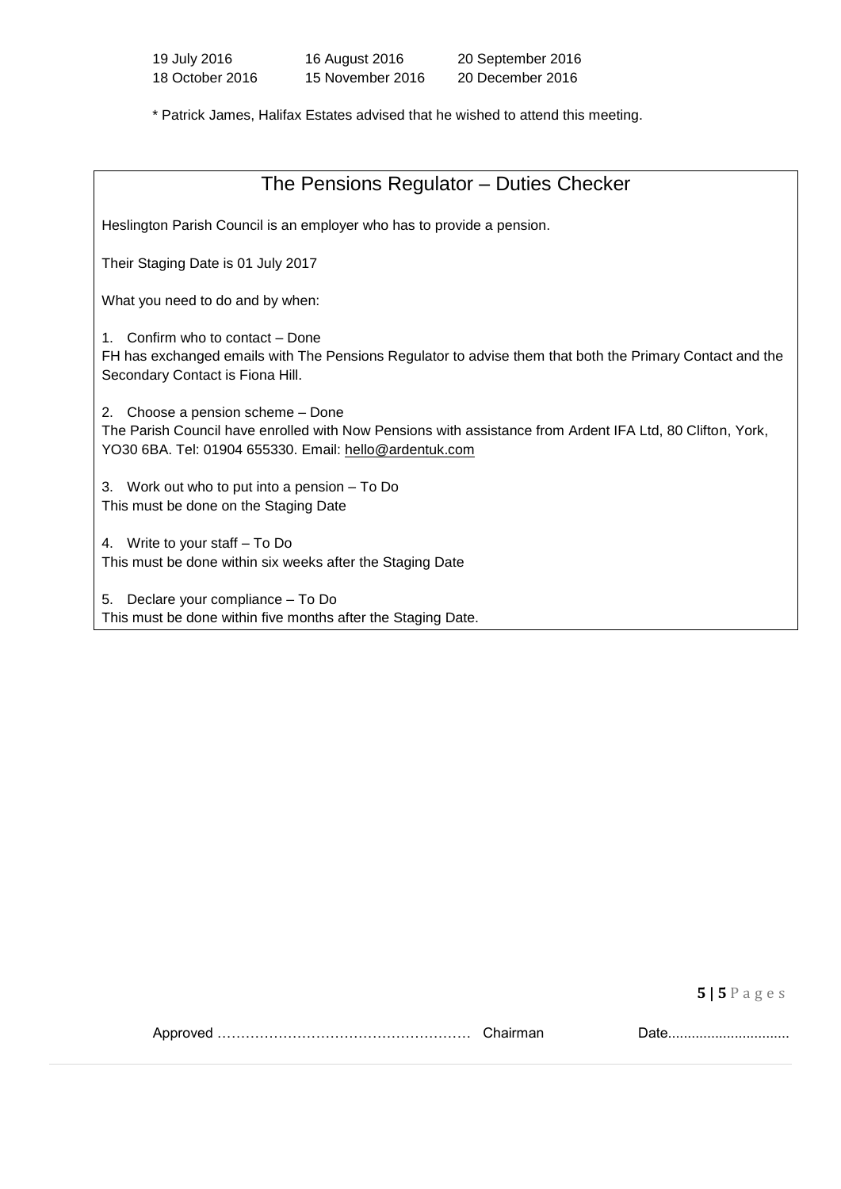| | | |
|---|---|---|
| 19 July 2016 | 16 August 2016 | 20 September 2016 |
| 18 October 2016 | 15 November 2016 | 20 December 2016 |

* Patrick James, Halifax Estates advised that he wished to attend this meeting.

## The Pensions Regulator – Duties Checker

Heslington Parish Council is an employer who has to provide a pension.

Their Staging Date is 01 July 2017

What you need to do and by when:

1. Confirm who to contact – Done
FH has exchanged emails with The Pensions Regulator to advise them that both the Primary Contact and the Secondary Contact is Fiona Hill.

2. Choose a pension scheme – Done
The Parish Council have enrolled with Now Pensions with assistance from Ardent IFA Ltd, 80 Clifton, York, YO30 6BA. Tel: 01904 655330. Email: hello@ardentuk.com

3. Work out who to put into a pension – To Do
This must be done on the Staging Date

4. Write to your staff – To Do
This must be done within six weeks after the Staging Date

5. Declare your compliance – To Do
This must be done within five months after the Staging Date.

Approved …………………………………………… Chairman Date..............................